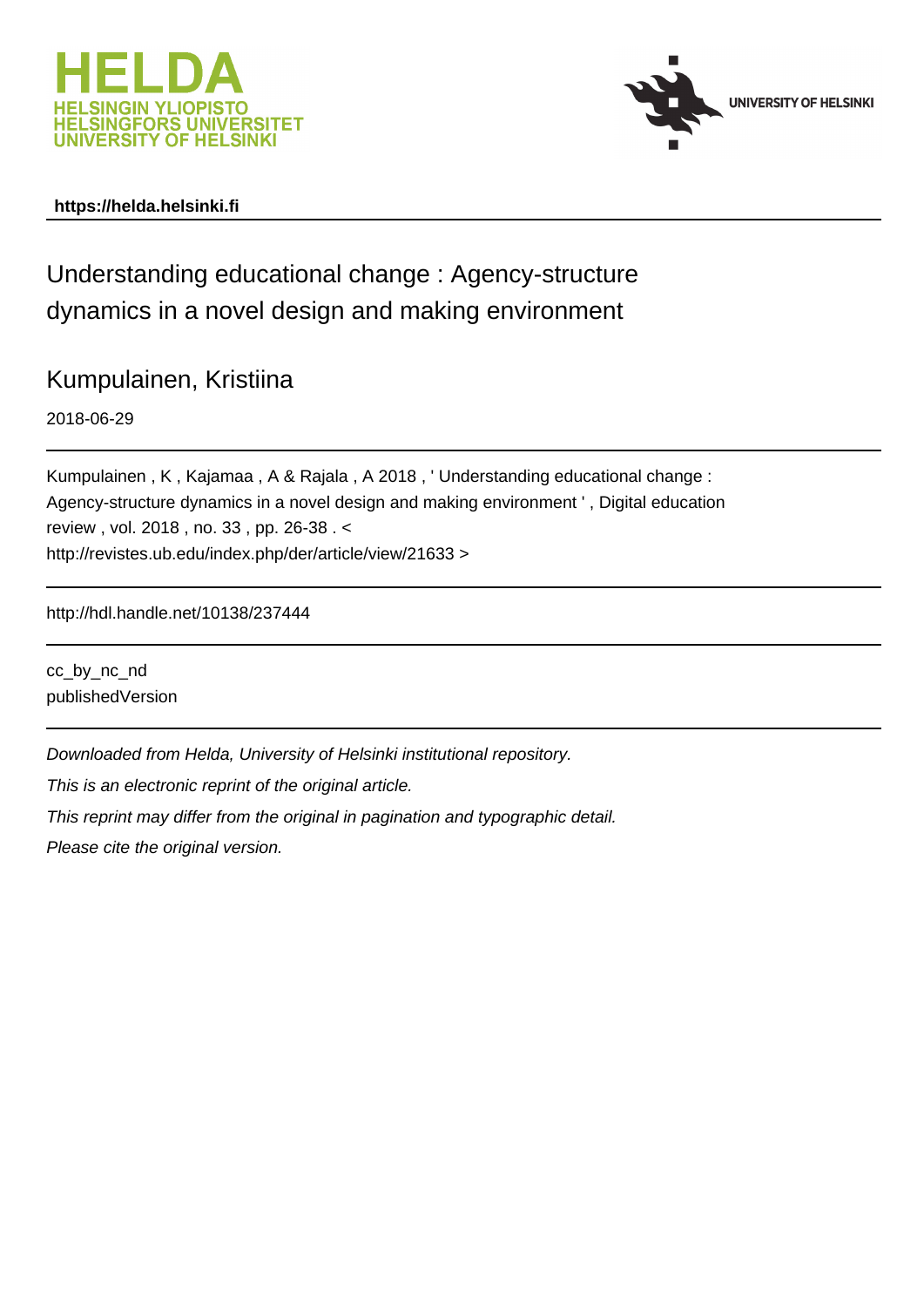HELDA
HELSINGIN YLIOPISTO
HELSINGFORS UNIVERSITET
UNIVERSITY OF HELSINKI

UNIVERSITY OF HELSINKI

**https://helda.helsinki.fi**

# Understanding educational change : Agency-structure dynamics in a novel design and making environment

Kumpulainen, Kristiina

2018-06-29

Kumpulainen , K , Kajamaa , A & Rajala , A 2018 , ' Understanding educational change : Agency-structure dynamics in a novel design and making environment ' , Digital education review , vol. 2018 , no. 33 , pp. 26-38 . < http://revistes.ub.edu/index.php/der/article/view/21633 >

http://hdl.handle.net/10138/237444

cc_by_nc_nd
publishedVersion

*Downloaded from Helda, University of Helsinki institutional repository.*

*This is an electronic reprint of the original article.*

*This reprint may differ from the original in pagination and typographic detail.*

*Please cite the original version.*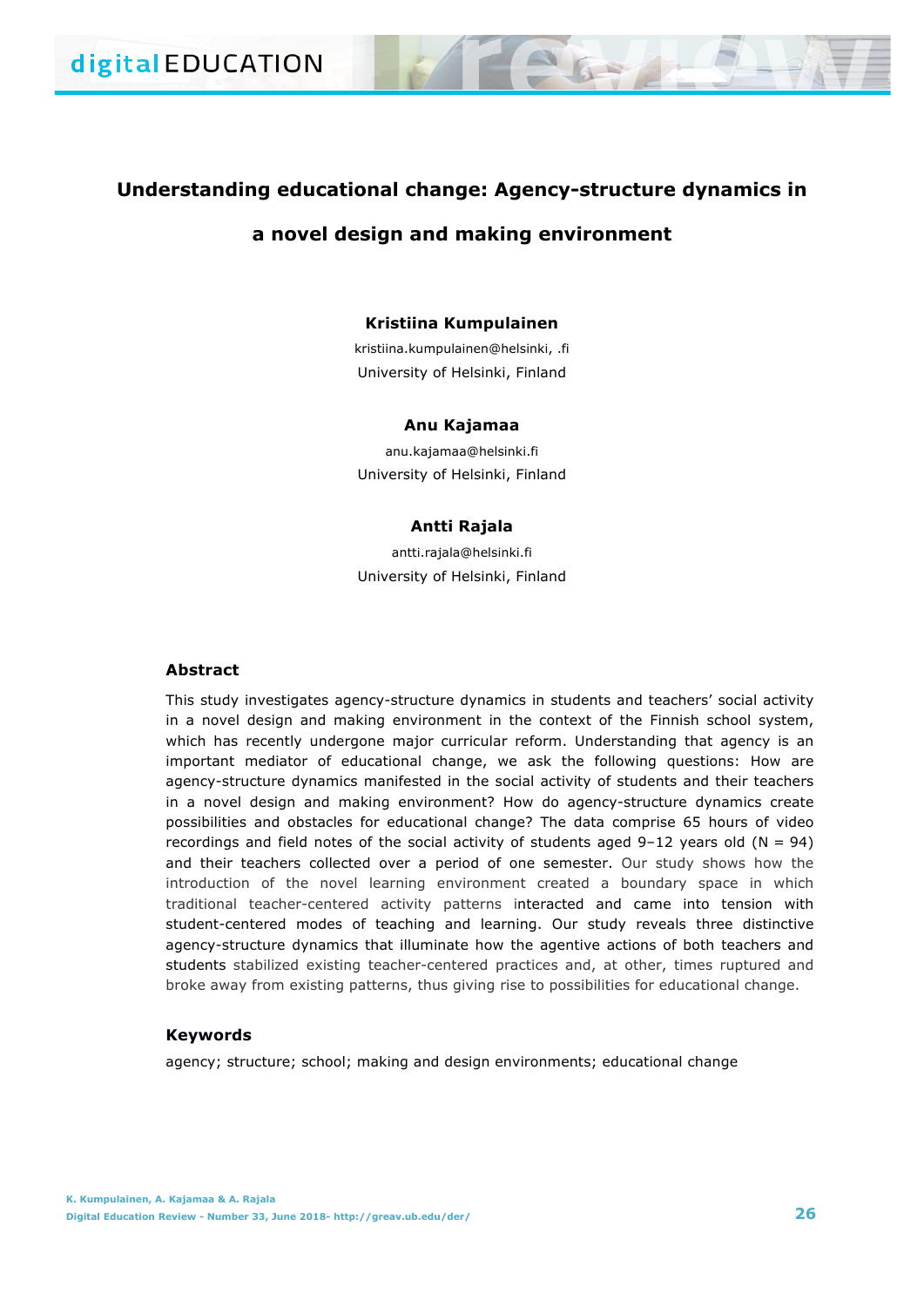# Understanding educational change: Agency-structure dynamics in a novel design and making environment

**Kristiina Kumpulainen**

kristiina.kumpulainen@helsinki, .fi

University of Helsinki, Finland

**Anu Kajamaa**

anu.kajamaa@helsinki.fi

University of Helsinki, Finland

**Antti Rajala**

antti.rajala@helsinki.fi

University of Helsinki, Finland

## Abstract

This study investigates agency-structure dynamics in students and teachers' social activity in a novel design and making environment in the context of the Finnish school system, which has recently undergone major curricular reform. Understanding that agency is an important mediator of educational change, we ask the following questions: How are agency-structure dynamics manifested in the social activity of students and their teachers in a novel design and making environment? How do agency-structure dynamics create possibilities and obstacles for educational change? The data comprise 65 hours of video recordings and field notes of the social activity of students aged 9–12 years old (N = 94) and their teachers collected over a period of one semester. Our study shows how the introduction of the novel learning environment created a boundary space in which traditional teacher-centered activity patterns interacted and came into tension with student-centered modes of teaching and learning. Our study reveals three distinctive agency-structure dynamics that illuminate how the agentive actions of both teachers and students stabilized existing teacher-centered practices and, at other, times ruptured and broke away from existing patterns, thus giving rise to possibilities for educational change.

## Keywords

agency; structure; school; making and design environments; educational change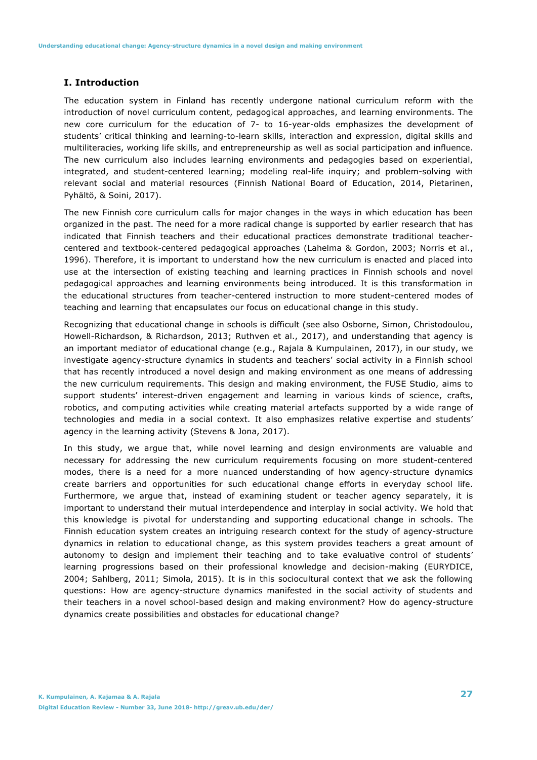## I. Introduction

The education system in Finland has recently undergone national curriculum reform with the introduction of novel curriculum content, pedagogical approaches, and learning environments. The new core curriculum for the education of 7- to 16-year-olds emphasizes the development of students' critical thinking and learning-to-learn skills, interaction and expression, digital skills and multiliteracies, working life skills, and entrepreneurship as well as social participation and influence. The new curriculum also includes learning environments and pedagogies based on experiential, integrated, and student-centered learning; modeling real-life inquiry; and problem-solving with relevant social and material resources (Finnish National Board of Education, 2014, Pietarinen, Pyhältö, & Soini, 2017).

The new Finnish core curriculum calls for major changes in the ways in which education has been organized in the past. The need for a more radical change is supported by earlier research that has indicated that Finnish teachers and their educational practices demonstrate traditional teacher-centered and textbook-centered pedagogical approaches (Lahelma & Gordon, 2003; Norris et al., 1996). Therefore, it is important to understand how the new curriculum is enacted and placed into use at the intersection of existing teaching and learning practices in Finnish schools and novel pedagogical approaches and learning environments being introduced. It is this transformation in the educational structures from teacher-centered instruction to more student-centered modes of teaching and learning that encapsulates our focus on educational change in this study.

Recognizing that educational change in schools is difficult (see also Osborne, Simon, Christodoulou, Howell-Richardson, & Richardson, 2013; Ruthven et al., 2017), and understanding that agency is an important mediator of educational change (e.g., Rajala & Kumpulainen, 2017), in our study, we investigate agency-structure dynamics in students and teachers' social activity in a Finnish school that has recently introduced a novel design and making environment as one means of addressing the new curriculum requirements. This design and making environment, the FUSE Studio, aims to support students' interest-driven engagement and learning in various kinds of science, crafts, robotics, and computing activities while creating material artefacts supported by a wide range of technologies and media in a social context. It also emphasizes relative expertise and students' agency in the learning activity (Stevens & Jona, 2017).

In this study, we argue that, while novel learning and design environments are valuable and necessary for addressing the new curriculum requirements focusing on more student-centered modes, there is a need for a more nuanced understanding of how agency-structure dynamics create barriers and opportunities for such educational change efforts in everyday school life. Furthermore, we argue that, instead of examining student or teacher agency separately, it is important to understand their mutual interdependence and interplay in social activity. We hold that this knowledge is pivotal for understanding and supporting educational change in schools. The Finnish education system creates an intriguing research context for the study of agency-structure dynamics in relation to educational change, as this system provides teachers a great amount of autonomy to design and implement their teaching and to take evaluative control of students' learning progressions based on their professional knowledge and decision-making (EURYDICE, 2004; Sahlberg, 2011; Simola, 2015). It is in this sociocultural context that we ask the following questions: How are agency-structure dynamics manifested in the social activity of students and their teachers in a novel school-based design and making environment? How do agency-structure dynamics create possibilities and obstacles for educational change?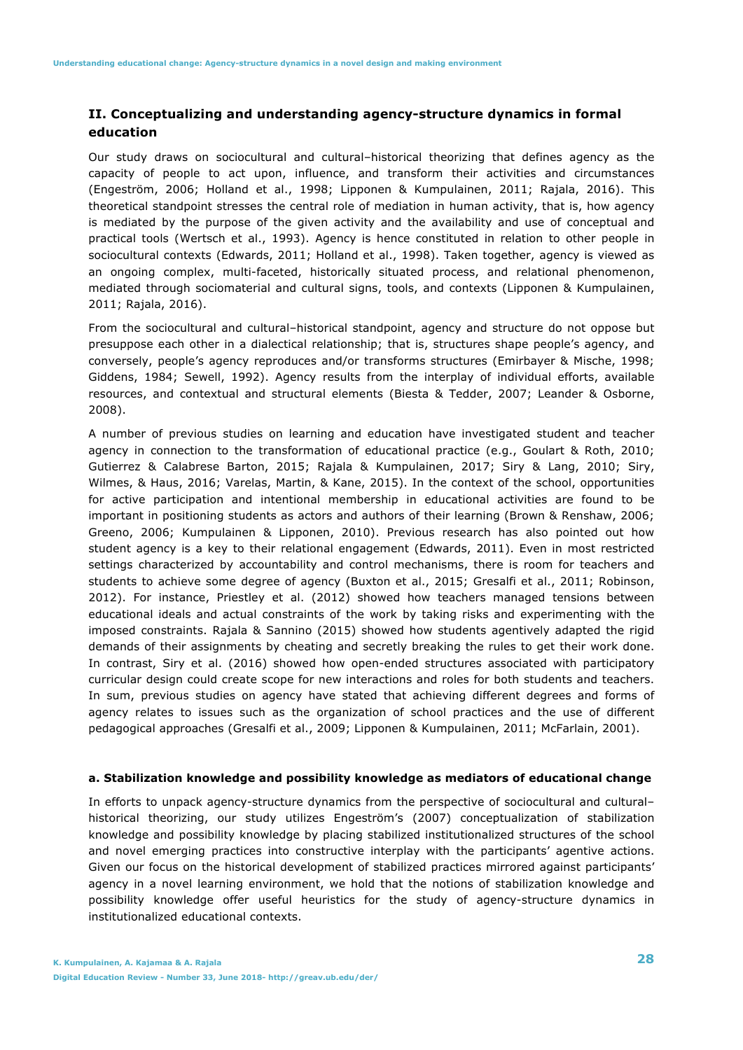## II. Conceptualizing and understanding agency-structure dynamics in formal education

Our study draws on sociocultural and cultural–historical theorizing that defines agency as the capacity of people to act upon, influence, and transform their activities and circumstances (Engeström, 2006; Holland et al., 1998; Lipponen & Kumpulainen, 2011; Rajala, 2016). This theoretical standpoint stresses the central role of mediation in human activity, that is, how agency is mediated by the purpose of the given activity and the availability and use of conceptual and practical tools (Wertsch et al., 1993). Agency is hence constituted in relation to other people in sociocultural contexts (Edwards, 2011; Holland et al., 1998). Taken together, agency is viewed as an ongoing complex, multi-faceted, historically situated process, and relational phenomenon, mediated through sociomaterial and cultural signs, tools, and contexts (Lipponen & Kumpulainen, 2011; Rajala, 2016).

From the sociocultural and cultural–historical standpoint, agency and structure do not oppose but presuppose each other in a dialectical relationship; that is, structures shape people's agency, and conversely, people's agency reproduces and/or transforms structures (Emirbayer & Mische, 1998; Giddens, 1984; Sewell, 1992). Agency results from the interplay of individual efforts, available resources, and contextual and structural elements (Biesta & Tedder, 2007; Leander & Osborne, 2008).

A number of previous studies on learning and education have investigated student and teacher agency in connection to the transformation of educational practice (e.g., Goulart & Roth, 2010; Gutierrez & Calabrese Barton, 2015; Rajala & Kumpulainen, 2017; Siry & Lang, 2010; Siry, Wilmes, & Haus, 2016; Varelas, Martin, & Kane, 2015). In the context of the school, opportunities for active participation and intentional membership in educational activities are found to be important in positioning students as actors and authors of their learning (Brown & Renshaw, 2006; Greeno, 2006; Kumpulainen & Lipponen, 2010). Previous research has also pointed out how student agency is a key to their relational engagement (Edwards, 2011). Even in most restricted settings characterized by accountability and control mechanisms, there is room for teachers and students to achieve some degree of agency (Buxton et al., 2015; Gresalfi et al., 2011; Robinson, 2012). For instance, Priestley et al. (2012) showed how teachers managed tensions between educational ideals and actual constraints of the work by taking risks and experimenting with the imposed constraints. Rajala & Sannino (2015) showed how students agentively adapted the rigid demands of their assignments by cheating and secretly breaking the rules to get their work done. In contrast, Siry et al. (2016) showed how open-ended structures associated with participatory curricular design could create scope for new interactions and roles for both students and teachers. In sum, previous studies on agency have stated that achieving different degrees and forms of agency relates to issues such as the organization of school practices and the use of different pedagogical approaches (Gresalfi et al., 2009; Lipponen & Kumpulainen, 2011; McFarlain, 2001).

### a. Stabilization knowledge and possibility knowledge as mediators of educational change

In efforts to unpack agency-structure dynamics from the perspective of sociocultural and cultural–historical theorizing, our study utilizes Engeström's (2007) conceptualization of stabilization knowledge and possibility knowledge by placing stabilized institutionalized structures of the school and novel emerging practices into constructive interplay with the participants' agentive actions. Given our focus on the historical development of stabilized practices mirrored against participants' agency in a novel learning environment, we hold that the notions of stabilization knowledge and possibility knowledge offer useful heuristics for the study of agency-structure dynamics in institutionalized educational contexts.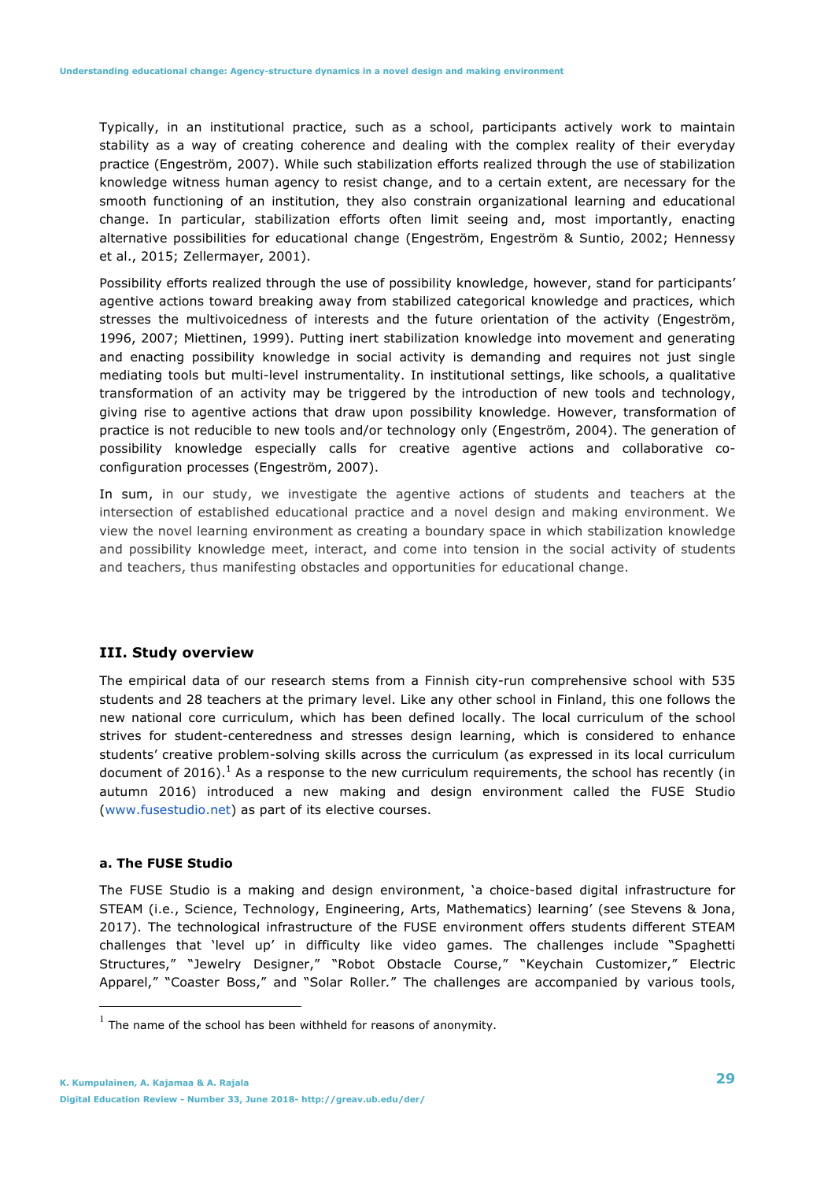Typically, in an institutional practice, such as a school, participants actively work to maintain stability as a way of creating coherence and dealing with the complex reality of their everyday practice (Engeström, 2007). While such stabilization efforts realized through the use of stabilization knowledge witness human agency to resist change, and to a certain extent, are necessary for the smooth functioning of an institution, they also constrain organizational learning and educational change. In particular, stabilization efforts often limit seeing and, most importantly, enacting alternative possibilities for educational change (Engeström, Engeström & Suntio, 2002; Hennessy et al., 2015; Zellermayer, 2001).

Possibility efforts realized through the use of possibility knowledge, however, stand for participants' agentive actions toward breaking away from stabilized categorical knowledge and practices, which stresses the multivoicedness of interests and the future orientation of the activity (Engeström, 1996, 2007; Miettinen, 1999). Putting inert stabilization knowledge into movement and generating and enacting possibility knowledge in social activity is demanding and requires not just single mediating tools but multi-level instrumentality. In institutional settings, like schools, a qualitative transformation of an activity may be triggered by the introduction of new tools and technology, giving rise to agentive actions that draw upon possibility knowledge. However, transformation of practice is not reducible to new tools and/or technology only (Engeström, 2004). The generation of possibility knowledge especially calls for creative agentive actions and collaborative co-configuration processes (Engeström, 2007).

In sum, in our study, we investigate the agentive actions of students and teachers at the intersection of established educational practice and a novel design and making environment. We view the novel learning environment as creating a boundary space in which stabilization knowledge and possibility knowledge meet, interact, and come into tension in the social activity of students and teachers, thus manifesting obstacles and opportunities for educational change.

## III. Study overview

The empirical data of our research stems from a Finnish city-run comprehensive school with 535 students and 28 teachers at the primary level. Like any other school in Finland, this one follows the new national core curriculum, which has been defined locally. The local curriculum of the school strives for student-centeredness and stresses design learning, which is considered to enhance students' creative problem-solving skills across the curriculum (as expressed in its local curriculum document of 2016).[1] As a response to the new curriculum requirements, the school has recently (in autumn 2016) introduced a new making and design environment called the FUSE Studio (www.fusestudio.net) as part of its elective courses.

### a. The FUSE Studio

The FUSE Studio is a making and design environment, 'a choice-based digital infrastructure for STEAM (i.e., Science, Technology, Engineering, Arts, Mathematics) learning' (see Stevens & Jona, 2017). The technological infrastructure of the FUSE environment offers students different STEAM challenges that 'level up' in difficulty like video games. The challenges include "Spaghetti Structures," "Jewelry Designer," "Robot Obstacle Course," "Keychain Customizer," Electric Apparel," "Coaster Boss," and "Solar Roller." The challenges are accompanied by various tools,

[1] The name of the school has been withheld for reasons of anonymity.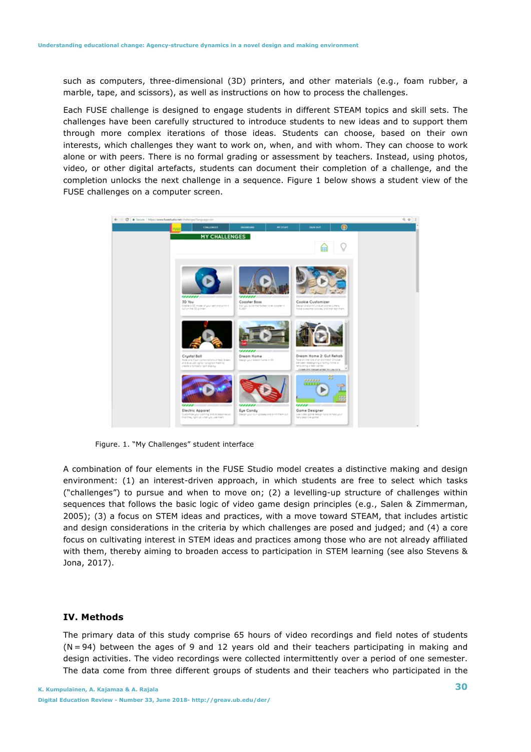such as computers, three-dimensional (3D) printers, and other materials (e.g., foam rubber, a marble, tape, and scissors), as well as instructions on how to process the challenges.

Each FUSE challenge is designed to engage students in different STEAM topics and skill sets. The challenges have been carefully structured to introduce students to new ideas and to support them through more complex iterations of those ideas. Students can choose, based on their own interests, which challenges they want to work on, when, and with whom. They can choose to work alone or with peers. There is no formal grading or assessment by teachers. Instead, using photos, video, or other digital artefacts, students can document their completion of a challenge, and the completion unlocks the next challenge in a sequence. Figure 1 below shows a student view of the FUSE challenges on a computer screen.

Figure. 1. "My Challenges" student interface

A combination of four elements in the FUSE Studio model creates a distinctive making and design environment: (1) an interest-driven approach, in which students are free to select which tasks ("challenges") to pursue and when to move on; (2) a levelling-up structure of challenges within sequences that follows the basic logic of video game design principles (e.g., Salen & Zimmerman, 2005); (3) a focus on STEM ideas and practices, with a move toward STEAM, that includes artistic and design considerations in the criteria by which challenges are posed and judged; and (4) a core focus on cultivating interest in STEM ideas and practices among those who are not already affiliated with them, thereby aiming to broaden access to participation in STEM learning (see also Stevens & Jona, 2017).

## IV. Methods

The primary data of this study comprise 65 hours of video recordings and field notes of students (N = 94) between the ages of 9 and 12 years old and their teachers participating in making and design activities. The video recordings were collected intermittently over a period of one semester. The data come from three different groups of students and their teachers who participated in the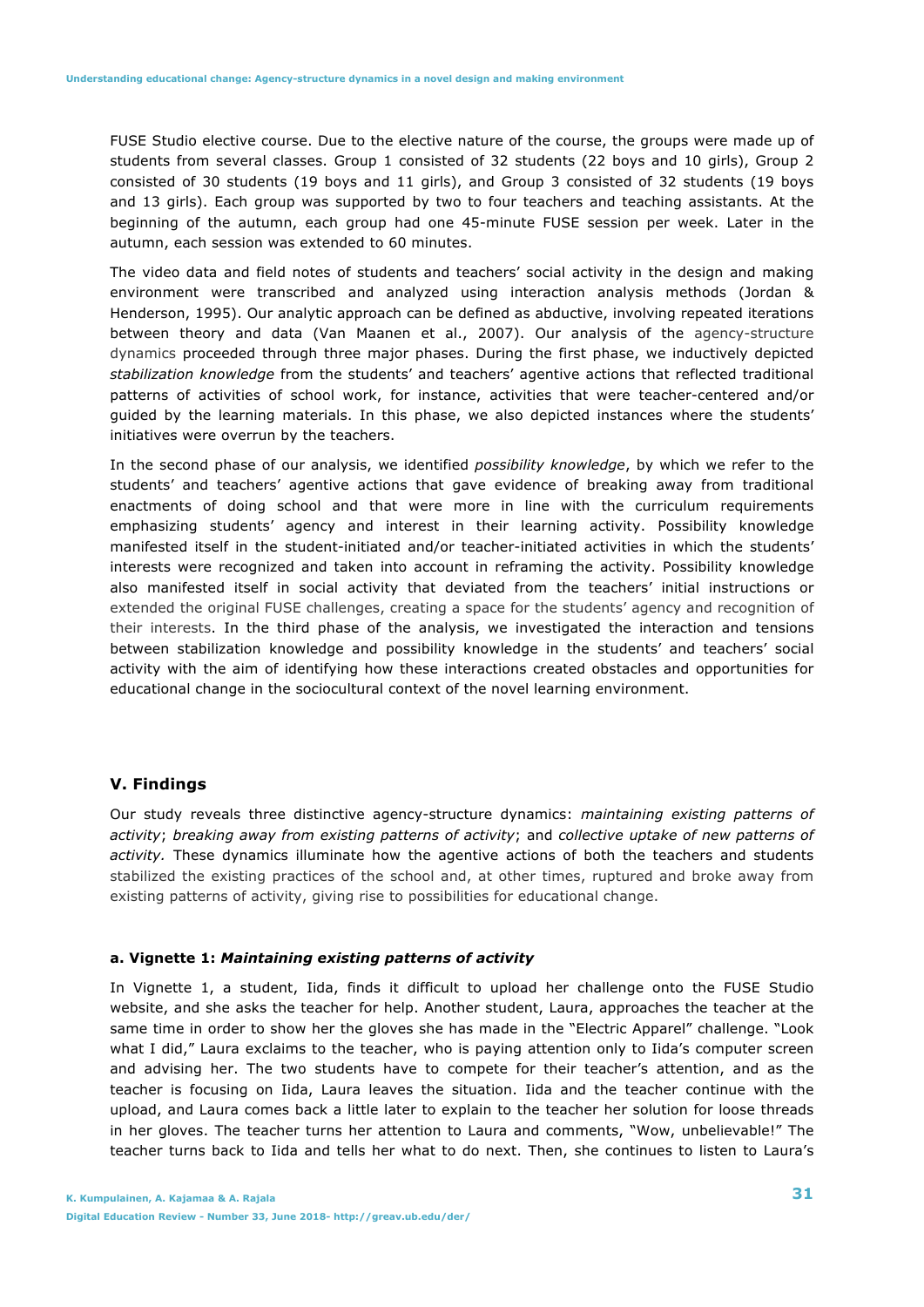FUSE Studio elective course. Due to the elective nature of the course, the groups were made up of students from several classes. Group 1 consisted of 32 students (22 boys and 10 girls), Group 2 consisted of 30 students (19 boys and 11 girls), and Group 3 consisted of 32 students (19 boys and 13 girls). Each group was supported by two to four teachers and teaching assistants. At the beginning of the autumn, each group had one 45-minute FUSE session per week. Later in the autumn, each session was extended to 60 minutes.

The video data and field notes of students and teachers' social activity in the design and making environment were transcribed and analyzed using interaction analysis methods (Jordan & Henderson, 1995). Our analytic approach can be defined as abductive, involving repeated iterations between theory and data (Van Maanen et al., 2007). Our analysis of the agency-structure dynamics proceeded through three major phases. During the first phase, we inductively depicted *stabilization knowledge* from the students' and teachers' agentive actions that reflected traditional patterns of activities of school work, for instance, activities that were teacher-centered and/or guided by the learning materials. In this phase, we also depicted instances where the students' initiatives were overrun by the teachers.

In the second phase of our analysis, we identified *possibility knowledge*, by which we refer to the students' and teachers' agentive actions that gave evidence of breaking away from traditional enactments of doing school and that were more in line with the curriculum requirements emphasizing students' agency and interest in their learning activity. Possibility knowledge manifested itself in the student-initiated and/or teacher-initiated activities in which the students' interests were recognized and taken into account in reframing the activity. Possibility knowledge also manifested itself in social activity that deviated from the teachers' initial instructions or extended the original FUSE challenges, creating a space for the students' agency and recognition of their interests. In the third phase of the analysis, we investigated the interaction and tensions between stabilization knowledge and possibility knowledge in the students' and teachers' social activity with the aim of identifying how these interactions created obstacles and opportunities for educational change in the sociocultural context of the novel learning environment.

## V. Findings

Our study reveals three distinctive agency-structure dynamics: *maintaining existing patterns of activity*; *breaking away from existing patterns of activity*; and *collective uptake of new patterns of activity.* These dynamics illuminate how the agentive actions of both the teachers and students stabilized the existing practices of the school and, at other times, ruptured and broke away from existing patterns of activity, giving rise to possibilities for educational change.

### a. Vignette 1: *Maintaining existing patterns of activity*

In Vignette 1, a student, Iida, finds it difficult to upload her challenge onto the FUSE Studio website, and she asks the teacher for help. Another student, Laura, approaches the teacher at the same time in order to show her the gloves she has made in the "Electric Apparel" challenge. "Look what I did," Laura exclaims to the teacher, who is paying attention only to Iida's computer screen and advising her. The two students have to compete for their teacher's attention, and as the teacher is focusing on Iida, Laura leaves the situation. Iida and the teacher continue with the upload, and Laura comes back a little later to explain to the teacher her solution for loose threads in her gloves. The teacher turns her attention to Laura and comments, "Wow, unbelievable!" The teacher turns back to Iida and tells her what to do next. Then, she continues to listen to Laura's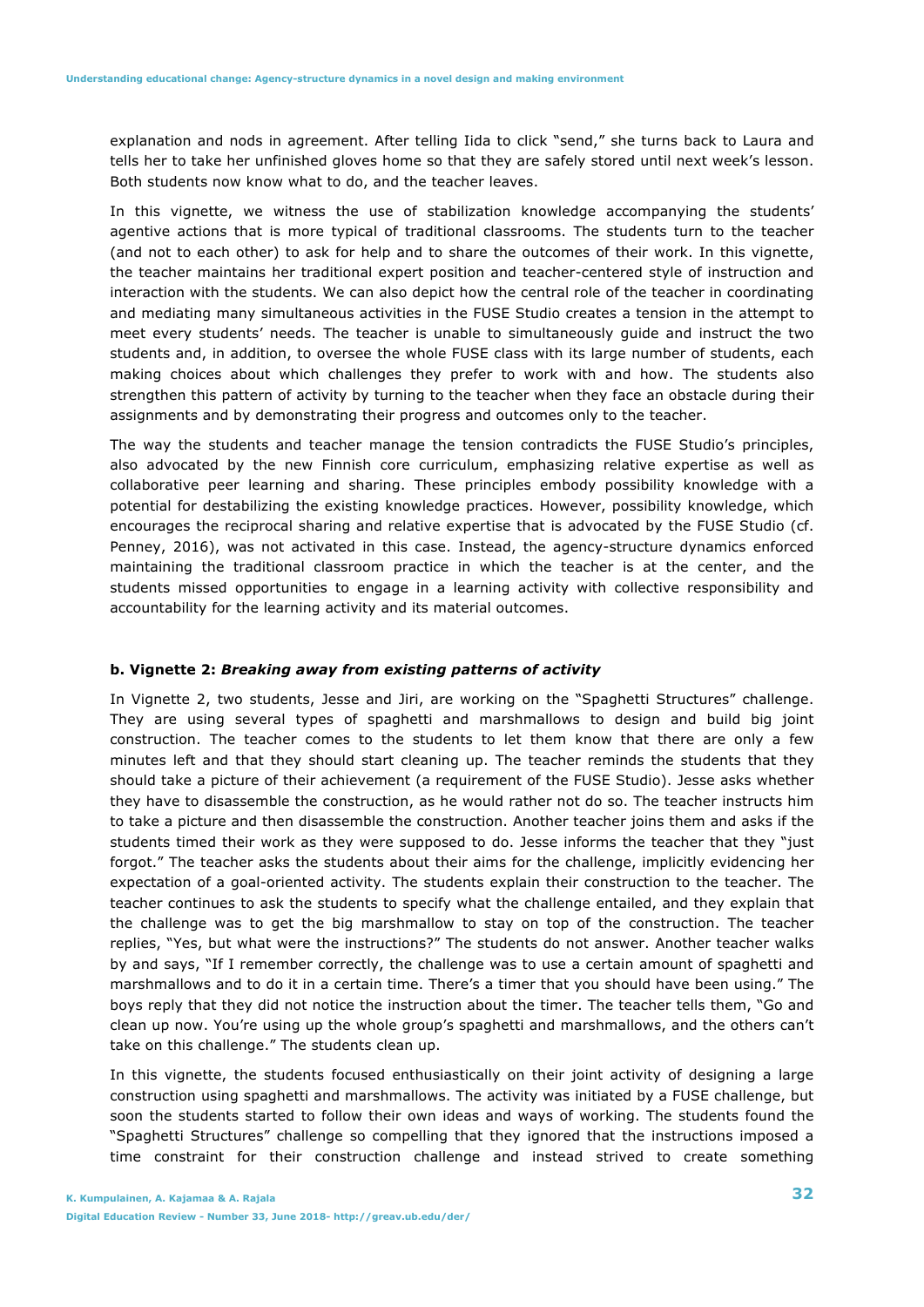explanation and nods in agreement. After telling Iida to click "send," she turns back to Laura and tells her to take her unfinished gloves home so that they are safely stored until next week's lesson. Both students now know what to do, and the teacher leaves.

In this vignette, we witness the use of stabilization knowledge accompanying the students' agentive actions that is more typical of traditional classrooms. The students turn to the teacher (and not to each other) to ask for help and to share the outcomes of their work. In this vignette, the teacher maintains her traditional expert position and teacher-centered style of instruction and interaction with the students. We can also depict how the central role of the teacher in coordinating and mediating many simultaneous activities in the FUSE Studio creates a tension in the attempt to meet every students' needs. The teacher is unable to simultaneously guide and instruct the two students and, in addition, to oversee the whole FUSE class with its large number of students, each making choices about which challenges they prefer to work with and how. The students also strengthen this pattern of activity by turning to the teacher when they face an obstacle during their assignments and by demonstrating their progress and outcomes only to the teacher.

The way the students and teacher manage the tension contradicts the FUSE Studio's principles, also advocated by the new Finnish core curriculum, emphasizing relative expertise as well as collaborative peer learning and sharing. These principles embody possibility knowledge with a potential for destabilizing the existing knowledge practices. However, possibility knowledge, which encourages the reciprocal sharing and relative expertise that is advocated by the FUSE Studio (cf. Penney, 2016), was not activated in this case. Instead, the agency-structure dynamics enforced maintaining the traditional classroom practice in which the teacher is at the center, and the students missed opportunities to engage in a learning activity with collective responsibility and accountability for the learning activity and its material outcomes.

#### b. Vignette 2: *Breaking away from existing patterns of activity*

In Vignette 2, two students, Jesse and Jiri, are working on the "Spaghetti Structures" challenge. They are using several types of spaghetti and marshmallows to design and build big joint construction. The teacher comes to the students to let them know that there are only a few minutes left and that they should start cleaning up. The teacher reminds the students that they should take a picture of their achievement (a requirement of the FUSE Studio). Jesse asks whether they have to disassemble the construction, as he would rather not do so. The teacher instructs him to take a picture and then disassemble the construction. Another teacher joins them and asks if the students timed their work as they were supposed to do. Jesse informs the teacher that they "just forgot." The teacher asks the students about their aims for the challenge, implicitly evidencing her expectation of a goal-oriented activity. The students explain their construction to the teacher. The teacher continues to ask the students to specify what the challenge entailed, and they explain that the challenge was to get the big marshmallow to stay on top of the construction. The teacher replies, "Yes, but what were the instructions?" The students do not answer. Another teacher walks by and says, "If I remember correctly, the challenge was to use a certain amount of spaghetti and marshmallows and to do it in a certain time. There's a timer that you should have been using." The boys reply that they did not notice the instruction about the timer. The teacher tells them, "Go and clean up now. You're using up the whole group's spaghetti and marshmallows, and the others can't take on this challenge." The students clean up.

In this vignette, the students focused enthusiastically on their joint activity of designing a large construction using spaghetti and marshmallows. The activity was initiated by a FUSE challenge, but soon the students started to follow their own ideas and ways of working. The students found the "Spaghetti Structures" challenge so compelling that they ignored that the instructions imposed a time constraint for their construction challenge and instead strived to create something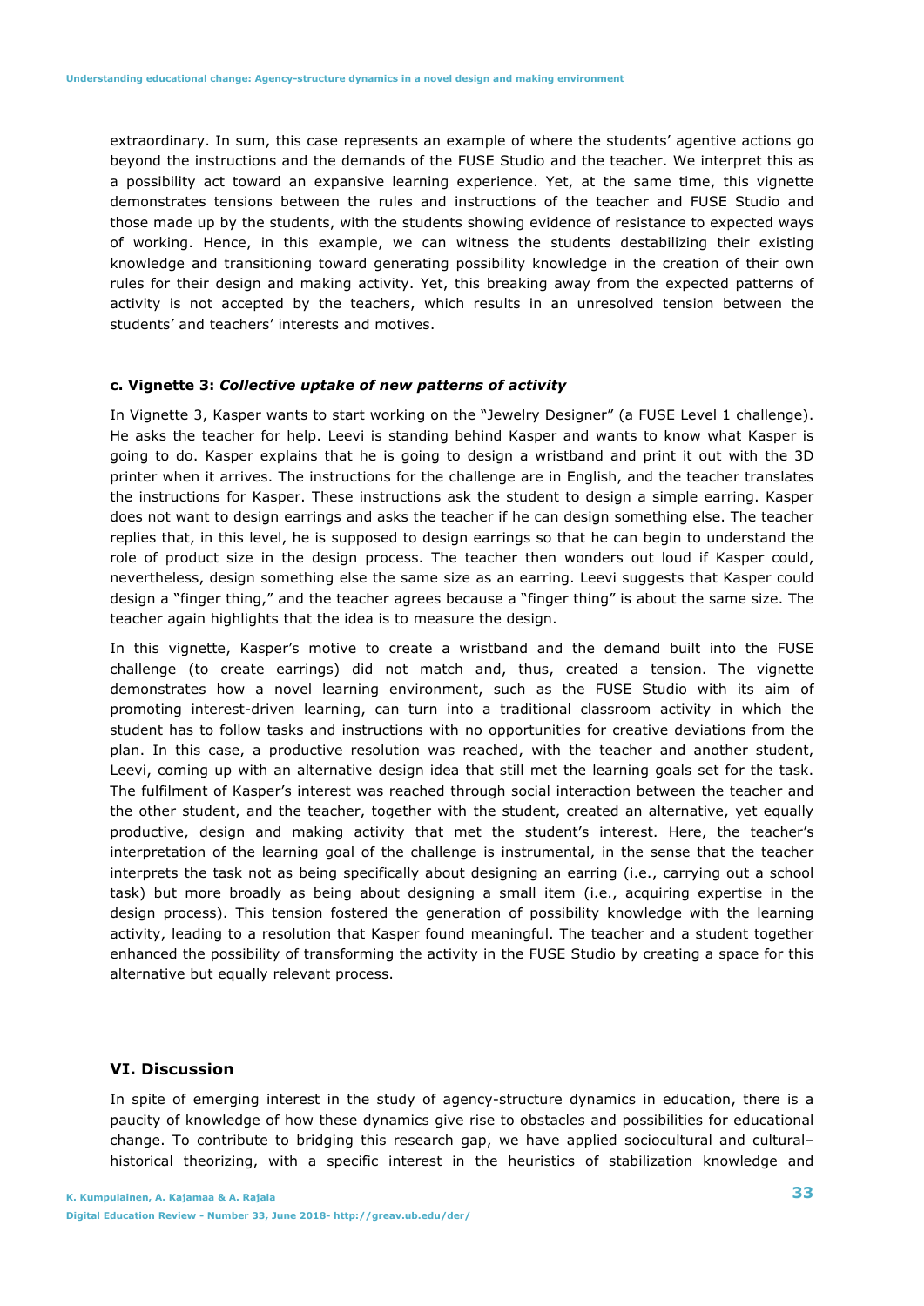extraordinary. In sum, this case represents an example of where the students' agentive actions go beyond the instructions and the demands of the FUSE Studio and the teacher. We interpret this as a possibility act toward an expansive learning experience. Yet, at the same time, this vignette demonstrates tensions between the rules and instructions of the teacher and FUSE Studio and those made up by the students, with the students showing evidence of resistance to expected ways of working. Hence, in this example, we can witness the students destabilizing their existing knowledge and transitioning toward generating possibility knowledge in the creation of their own rules for their design and making activity. Yet, this breaking away from the expected patterns of activity is not accepted by the teachers, which results in an unresolved tension between the students' and teachers' interests and motives.

#### c. Vignette 3: *Collective uptake of new patterns of activity*

In Vignette 3, Kasper wants to start working on the "Jewelry Designer" (a FUSE Level 1 challenge). He asks the teacher for help. Leevi is standing behind Kasper and wants to know what Kasper is going to do. Kasper explains that he is going to design a wristband and print it out with the 3D printer when it arrives. The instructions for the challenge are in English, and the teacher translates the instructions for Kasper. These instructions ask the student to design a simple earring. Kasper does not want to design earrings and asks the teacher if he can design something else. The teacher replies that, in this level, he is supposed to design earrings so that he can begin to understand the role of product size in the design process. The teacher then wonders out loud if Kasper could, nevertheless, design something else the same size as an earring. Leevi suggests that Kasper could design a "finger thing," and the teacher agrees because a "finger thing" is about the same size. The teacher again highlights that the idea is to measure the design.

In this vignette, Kasper's motive to create a wristband and the demand built into the FUSE challenge (to create earrings) did not match and, thus, created a tension. The vignette demonstrates how a novel learning environment, such as the FUSE Studio with its aim of promoting interest-driven learning, can turn into a traditional classroom activity in which the student has to follow tasks and instructions with no opportunities for creative deviations from the plan. In this case, a productive resolution was reached, with the teacher and another student, Leevi, coming up with an alternative design idea that still met the learning goals set for the task. The fulfilment of Kasper's interest was reached through social interaction between the teacher and the other student, and the teacher, together with the student, created an alternative, yet equally productive, design and making activity that met the student's interest. Here, the teacher's interpretation of the learning goal of the challenge is instrumental, in the sense that the teacher interprets the task not as being specifically about designing an earring (i.e., carrying out a school task) but more broadly as being about designing a small item (i.e., acquiring expertise in the design process). This tension fostered the generation of possibility knowledge with the learning activity, leading to a resolution that Kasper found meaningful. The teacher and a student together enhanced the possibility of transforming the activity in the FUSE Studio by creating a space for this alternative but equally relevant process.

## VI. Discussion

In spite of emerging interest in the study of agency-structure dynamics in education, there is a paucity of knowledge of how these dynamics give rise to obstacles and possibilities for educational change. To contribute to bridging this research gap, we have applied sociocultural and cultural–historical theorizing, with a specific interest in the heuristics of stabilization knowledge and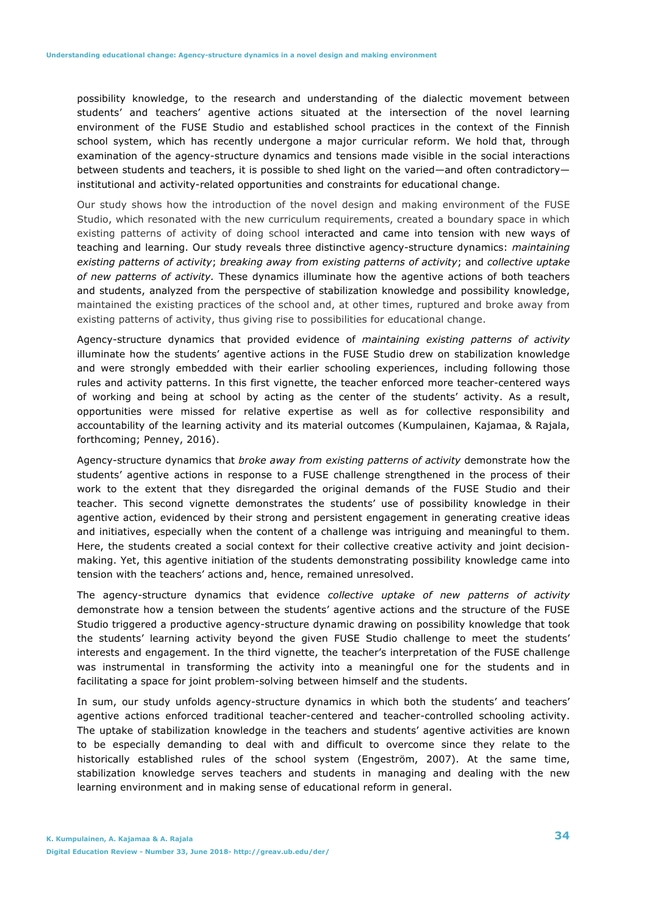possibility knowledge, to the research and understanding of the dialectic movement between students' and teachers' agentive actions situated at the intersection of the novel learning environment of the FUSE Studio and established school practices in the context of the Finnish school system, which has recently undergone a major curricular reform. We hold that, through examination of the agency-structure dynamics and tensions made visible in the social interactions between students and teachers, it is possible to shed light on the varied—and often contradictory—institutional and activity-related opportunities and constraints for educational change.

Our study shows how the introduction of the novel design and making environment of the FUSE Studio, which resonated with the new curriculum requirements, created a boundary space in which existing patterns of activity of doing school interacted and came into tension with new ways of teaching and learning. Our study reveals three distinctive agency-structure dynamics: *maintaining existing patterns of activity*; *breaking away from existing patterns of activity*; and *collective uptake of new patterns of activity*. These dynamics illuminate how the agentive actions of both teachers and students, analyzed from the perspective of stabilization knowledge and possibility knowledge, maintained the existing practices of the school and, at other times, ruptured and broke away from existing patterns of activity, thus giving rise to possibilities for educational change.

Agency-structure dynamics that provided evidence of *maintaining existing patterns of activity* illuminate how the students' agentive actions in the FUSE Studio drew on stabilization knowledge and were strongly embedded with their earlier schooling experiences, including following those rules and activity patterns. In this first vignette, the teacher enforced more teacher-centered ways of working and being at school by acting as the center of the students' activity. As a result, opportunities were missed for relative expertise as well as for collective responsibility and accountability of the learning activity and its material outcomes (Kumpulainen, Kajamaa, & Rajala, forthcoming; Penney, 2016).

Agency-structure dynamics that *broke away from existing patterns of activity* demonstrate how the students' agentive actions in response to a FUSE challenge strengthened in the process of their work to the extent that they disregarded the original demands of the FUSE Studio and their teacher. This second vignette demonstrates the students' use of possibility knowledge in their agentive action, evidenced by their strong and persistent engagement in generating creative ideas and initiatives, especially when the content of a challenge was intriguing and meaningful to them. Here, the students created a social context for their collective creative activity and joint decision-making. Yet, this agentive initiation of the students demonstrating possibility knowledge came into tension with the teachers' actions and, hence, remained unresolved.

The agency-structure dynamics that evidence *collective uptake of new patterns of activity* demonstrate how a tension between the students' agentive actions and the structure of the FUSE Studio triggered a productive agency-structure dynamic drawing on possibility knowledge that took the students' learning activity beyond the given FUSE Studio challenge to meet the students' interests and engagement. In the third vignette, the teacher's interpretation of the FUSE challenge was instrumental in transforming the activity into a meaningful one for the students and in facilitating a space for joint problem-solving between himself and the students.

In sum, our study unfolds agency-structure dynamics in which both the students' and teachers' agentive actions enforced traditional teacher-centered and teacher-controlled schooling activity. The uptake of stabilization knowledge in the teachers and students' agentive activities are known to be especially demanding to deal with and difficult to overcome since they relate to the historically established rules of the school system (Engeström, 2007). At the same time, stabilization knowledge serves teachers and students in managing and dealing with the new learning environment and in making sense of educational reform in general.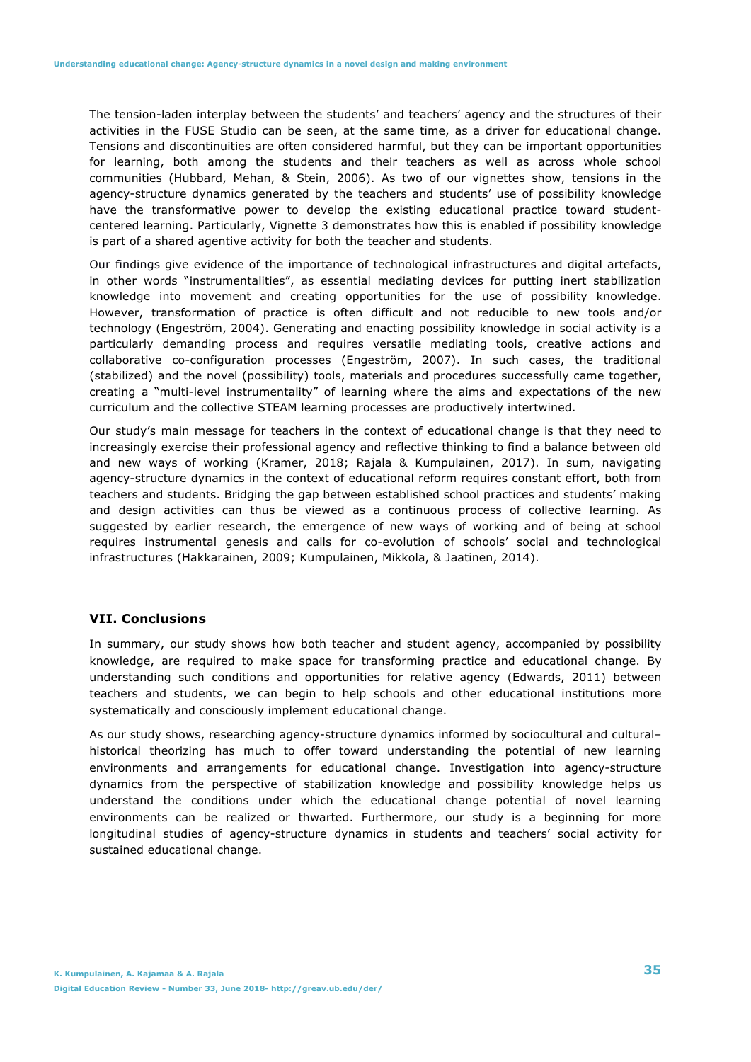The tension-laden interplay between the students' and teachers' agency and the structures of their activities in the FUSE Studio can be seen, at the same time, as a driver for educational change. Tensions and discontinuities are often considered harmful, but they can be important opportunities for learning, both among the students and their teachers as well as across whole school communities (Hubbard, Mehan, & Stein, 2006). As two of our vignettes show, tensions in the agency-structure dynamics generated by the teachers and students' use of possibility knowledge have the transformative power to develop the existing educational practice toward student-centered learning. Particularly, Vignette 3 demonstrates how this is enabled if possibility knowledge is part of a shared agentive activity for both the teacher and students.

Our findings give evidence of the importance of technological infrastructures and digital artefacts, in other words "instrumentalities", as essential mediating devices for putting inert stabilization knowledge into movement and creating opportunities for the use of possibility knowledge. However, transformation of practice is often difficult and not reducible to new tools and/or technology (Engeström, 2004). Generating and enacting possibility knowledge in social activity is a particularly demanding process and requires versatile mediating tools, creative actions and collaborative co-configuration processes (Engeström, 2007). In such cases, the traditional (stabilized) and the novel (possibility) tools, materials and procedures successfully came together, creating a "multi-level instrumentality" of learning where the aims and expectations of the new curriculum and the collective STEAM learning processes are productively intertwined.

Our study's main message for teachers in the context of educational change is that they need to increasingly exercise their professional agency and reflective thinking to find a balance between old and new ways of working (Kramer, 2018; Rajala & Kumpulainen, 2017). In sum, navigating agency-structure dynamics in the context of educational reform requires constant effort, both from teachers and students. Bridging the gap between established school practices and students' making and design activities can thus be viewed as a continuous process of collective learning. As suggested by earlier research, the emergence of new ways of working and of being at school requires instrumental genesis and calls for co-evolution of schools' social and technological infrastructures (Hakkarainen, 2009; Kumpulainen, Mikkola, & Jaatinen, 2014).

## VII. Conclusions

In summary, our study shows how both teacher and student agency, accompanied by possibility knowledge, are required to make space for transforming practice and educational change. By understanding such conditions and opportunities for relative agency (Edwards, 2011) between teachers and students, we can begin to help schools and other educational institutions more systematically and consciously implement educational change.

As our study shows, researching agency-structure dynamics informed by sociocultural and cultural–historical theorizing has much to offer toward understanding the potential of new learning environments and arrangements for educational change. Investigation into agency-structure dynamics from the perspective of stabilization knowledge and possibility knowledge helps us understand the conditions under which the educational change potential of novel learning environments can be realized or thwarted. Furthermore, our study is a beginning for more longitudinal studies of agency-structure dynamics in students and teachers' social activity for sustained educational change.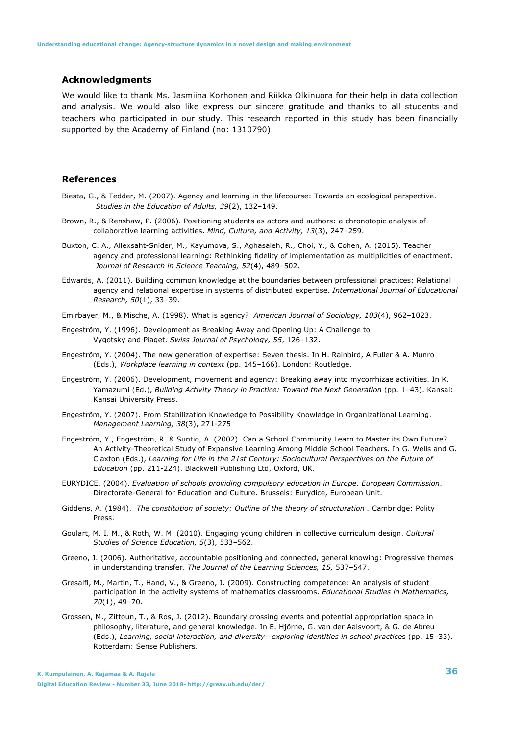## Acknowledgments

We would like to thank Ms. Jasmiina Korhonen and Riikka Olkinuora for their help in data collection and analysis. We would also like express our sincere gratitude and thanks to all students and teachers who participated in our study. This research reported in this study has been financially supported by the Academy of Finland (no: 1310790).

## References

Biesta, G., & Tedder, M. (2007). Agency and learning in the lifecourse: Towards an ecological perspective. *Studies in the Education of Adults, 39*(2), 132–149.

Brown, R., & Renshaw, P. (2006). Positioning students as actors and authors: a chronotopic analysis of collaborative learning activities. *Mind, Culture, and Activity, 13*(3), 247–259.

Buxton, C. A., Allexsaht-Snider, M., Kayumova, S., Aghasaleh, R., Choi, Y., & Cohen, A. (2015). Teacher agency and professional learning: Rethinking fidelity of implementation as multiplicities of enactment. *Journal of Research in Science Teaching, 52*(4), 489–502.

Edwards, A. (2011). Building common knowledge at the boundaries between professional practices: Relational agency and relational expertise in systems of distributed expertise. *International Journal of Educational Research, 50*(1), 33–39.

Emirbayer, M., & Mische, A. (1998). What is agency? *American Journal of Sociology, 103*(4), 962–1023.

Engeström, Y. (1996). Development as Breaking Away and Opening Up: A Challenge to Vygotsky and Piaget. *Swiss Journal of Psychology, 55*, 126–132.

Engeström, Y. (2004). The new generation of expertise: Seven thesis. In H. Rainbird, A Fuller & A. Munro (Eds.), *Workplace learning in context* (pp. 145–166). London: Routledge.

Engeström, Y. (2006). Development, movement and agency: Breaking away into mycorrhizae activities. In K. Yamazumi (Ed.), *Building Activity Theory in Practice: Toward the Next Generation* (pp. 1–43). Kansai: Kansai University Press.

Engeström, Y. (2007). From Stabilization Knowledge to Possibility Knowledge in Organizational Learning. *Management Learning, 38*(3), 271-275

Engeström, Y., Engeström, R. & Suntio, A. (2002). Can a School Community Learn to Master its Own Future? An Activity-Theoretical Study of Expansive Learning Among Middle School Teachers. In G. Wells and G. Claxton (Eds.), *Learning for Life in the 21st Century: Sociocultural Perspectives on the Future of Education* (pp. 211-224). Blackwell Publishing Ltd, Oxford, UK.

EURYDICE. (2004). *Evaluation of schools providing compulsory education in Europe. European Commission*. Directorate-General for Education and Culture. Brussels: Eurydice, European Unit.

Giddens, A. (1984). *The constitution of society: Outline of the theory of structuration .* Cambridge: Polity Press.

Goulart, M. I. M., & Roth, W. M. (2010). Engaging young children in collective curriculum design. *Cultural Studies of Science Education, 5*(3), 533–562.

Greeno, J. (2006). Authoritative, accountable positioning and connected, general knowing: Progressive themes in understanding transfer. *The Journal of the Learning Sciences, 15,* 537–547.

Gresalfi, M., Martin, T., Hand, V., & Greeno, J. (2009). Constructing competence: An analysis of student participation in the activity systems of mathematics classrooms. *Educational Studies in Mathematics, 70*(1), 49–70.

Grossen, M., Zittoun, T., & Ros, J. (2012). Boundary crossing events and potential appropriation space in philosophy, literature, and general knowledge. In E. Hjörne, G. van der Aalsvoort, & G. de Abreu (Eds.), *Learning, social interaction, and diversity—exploring identities in school practices* (pp. 15–33). Rotterdam: Sense Publishers.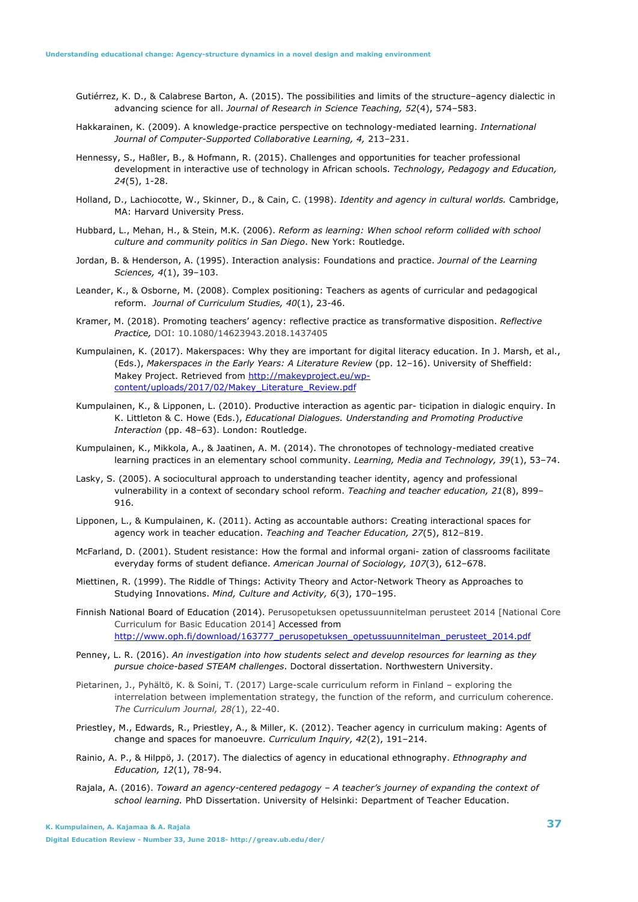Gutiérrez, K. D., & Calabrese Barton, A. (2015). The possibilities and limits of the structure–agency dialectic in advancing science for all. *Journal of Research in Science Teaching, 52*(4), 574–583.

Hakkarainen, K. (2009). A knowledge-practice perspective on technology-mediated learning. *International Journal of Computer-Supported Collaborative Learning, 4,* 213–231.

Hennessy, S., Haßler, B., & Hofmann, R. (2015). Challenges and opportunities for teacher professional development in interactive use of technology in African schools. *Technology, Pedagogy and Education, 24*(5), 1-28.

Holland, D., Lachiocotte, W., Skinner, D., & Cain, C. (1998). *Identity and agency in cultural worlds.* Cambridge, MA: Harvard University Press.

Hubbard, L., Mehan, H., & Stein, M.K. (2006). *Reform as learning: When school reform collided with school culture and community politics in San Diego*. New York: Routledge.

Jordan, B. & Henderson, A. (1995). Interaction analysis: Foundations and practice. *Journal of the Learning Sciences, 4*(1), 39–103.

Leander, K., & Osborne, M. (2008). Complex positioning: Teachers as agents of curricular and pedagogical reform. *Journal of Curriculum Studies, 40*(1), 23-46.

Kramer, M. (2018). Promoting teachers' agency: reflective practice as transformative disposition. *Reflective Practice,* DOI: 10.1080/14623943.2018.1437405

Kumpulainen, K. (2017). Makerspaces: Why they are important for digital literacy education. In J. Marsh, et al., (Eds.), *Makerspaces in the Early Years: A Literature Review* (pp. 12–16). University of Sheffield: Makey Project. Retrieved from http://makeyproject.eu/wp-content/uploads/2017/02/Makey_Literature_Review.pdf

Kumpulainen, K., & Lipponen, L. (2010). Productive interaction as agentic par- ticipation in dialogic enquiry. In K. Littleton & C. Howe (Eds.), *Educational Dialogues. Understanding and Promoting Productive Interaction* (pp. 48–63). London: Routledge.

Kumpulainen, K., Mikkola, A., & Jaatinen, A. M. (2014). The chronotopes of technology-mediated creative learning practices in an elementary school community. *Learning, Media and Technology, 39*(1), 53–74.

Lasky, S. (2005). A sociocultural approach to understanding teacher identity, agency and professional vulnerability in a context of secondary school reform. *Teaching and teacher education, 21*(8), 899–916.

Lipponen, L., & Kumpulainen, K. (2011). Acting as accountable authors: Creating interactional spaces for agency work in teacher education. *Teaching and Teacher Education, 27*(5), 812–819.

McFarland, D. (2001). Student resistance: How the formal and informal organi- zation of classrooms facilitate everyday forms of student defiance. *American Journal of Sociology, 107*(3), 612–678.

Miettinen, R. (1999). The Riddle of Things: Activity Theory and Actor-Network Theory as Approaches to Studying Innovations. *Mind, Culture and Activity, 6*(3), 170–195.

Finnish National Board of Education (2014). Perusopetuksen opetussuunnitelman perusteet 2014 [National Core Curriculum for Basic Education 2014] Accessed from http://www.oph.fi/download/163777_perusopetuksen_opetussuunnitelman_perusteet_2014.pdf

Penney, L. R. (2016). *An investigation into how students select and develop resources for learning as they pursue choice-based STEAM challenges*. Doctoral dissertation. Northwestern University.

Pietarinen, J., Pyhältö, K. & Soini, T. (2017) Large-scale curriculum reform in Finland – exploring the interrelation between implementation strategy, the function of the reform, and curriculum coherence. *The Curriculum Journal, 28(*1), 22-40.

Priestley, M., Edwards, R., Priestley, A., & Miller, K. (2012). Teacher agency in curriculum making: Agents of change and spaces for manoeuvre. *Curriculum Inquiry, 42*(2), 191–214.

Rainio, A. P., & Hilppö, J. (2017). The dialectics of agency in educational ethnography. *Ethnography and Education, 12*(1), 78-94.

Rajala, A. (2016). *Toward an agency-centered pedagogy – A teacher's journey of expanding the context of school learning.* PhD Dissertation. University of Helsinki: Department of Teacher Education.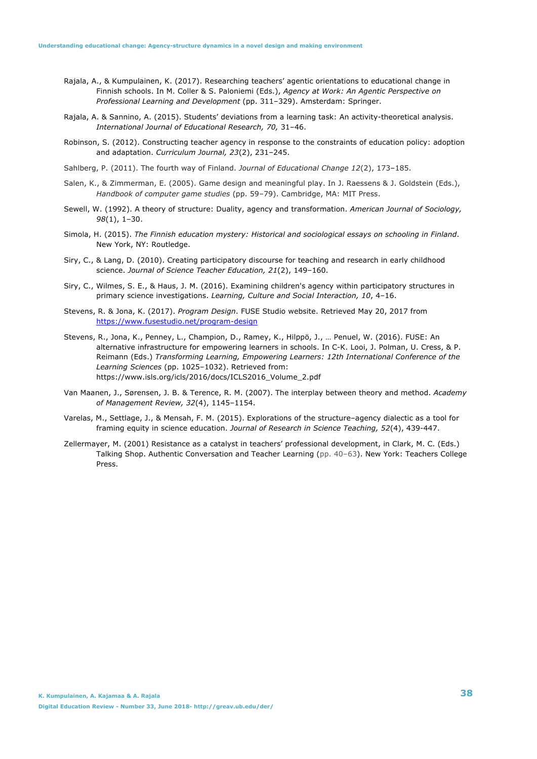Rajala, A., & Kumpulainen, K. (2017). Researching teachers' agentic orientations to educational change in Finnish schools. In M. Coller & S. Paloniemi (Eds.), *Agency at Work: An Agentic Perspective on Professional Learning and Development* (pp. 311–329). Amsterdam: Springer.

Rajala, A. & Sannino, A. (2015). Students' deviations from a learning task: An activity-theoretical analysis. *International Journal of Educational Research, 70,* 31–46.

Robinson, S. (2012). Constructing teacher agency in response to the constraints of education policy: adoption and adaptation. *Curriculum Journal, 23*(2), 231–245.

Sahlberg, P. (2011). The fourth way of Finland. *Journal of Educational Change 12*(2), 173–185.

Salen, K., & Zimmerman, E. (2005). Game design and meaningful play. In J. Raessens & J. Goldstein (Eds.), *Handbook of computer game studies* (pp. 59–79). Cambridge, MA: MIT Press.

Sewell, W. (1992). A theory of structure: Duality, agency and transformation. *American Journal of Sociology, 98*(1), 1–30.

Simola, H. (2015). *The Finnish education mystery: Historical and sociological essays on schooling in Finland*. New York, NY: Routledge.

Siry, C., & Lang, D. (2010). Creating participatory discourse for teaching and research in early childhood science. *Journal of Science Teacher Education, 21*(2), 149–160.

Siry, C., Wilmes, S. E., & Haus, J. M. (2016). Examining children's agency within participatory structures in primary science investigations. *Learning, Culture and Social Interaction, 10*, 4–16.

Stevens, R. & Jona, K. (2017). *Program Design*. FUSE Studio website. Retrieved May 20, 2017 from https://www.fusestudio.net/program-design

Stevens, R., Jona, K., Penney, L., Champion, D., Ramey, K., Hilppö, J., … Penuel, W. (2016). FUSE: An alternative infrastructure for empowering learners in schools. In C-K. Looi, J. Polman, U. Cress, & P. Reimann (Eds.) *Transforming Learning, Empowering Learners: 12th International Conference of the Learning Sciences* (pp. 1025–1032). Retrieved from: https://www.isls.org/icls/2016/docs/ICLS2016_Volume_2.pdf

Van Maanen, J., Sørensen, J. B. & Terence, R. M. (2007). The interplay between theory and method. *Academy of Management Review, 32*(4), 1145–1154.

Varelas, M., Settlage, J., & Mensah, F. M. (2015). Explorations of the structure–agency dialectic as a tool for framing equity in science education. *Journal of Research in Science Teaching, 52*(4), 439-447.

Zellermayer, M. (2001) Resistance as a catalyst in teachers' professional development, in Clark, M. C. (Eds.) Talking Shop. Authentic Conversation and Teacher Learning (pp. 40–63). New York: Teachers College Press.